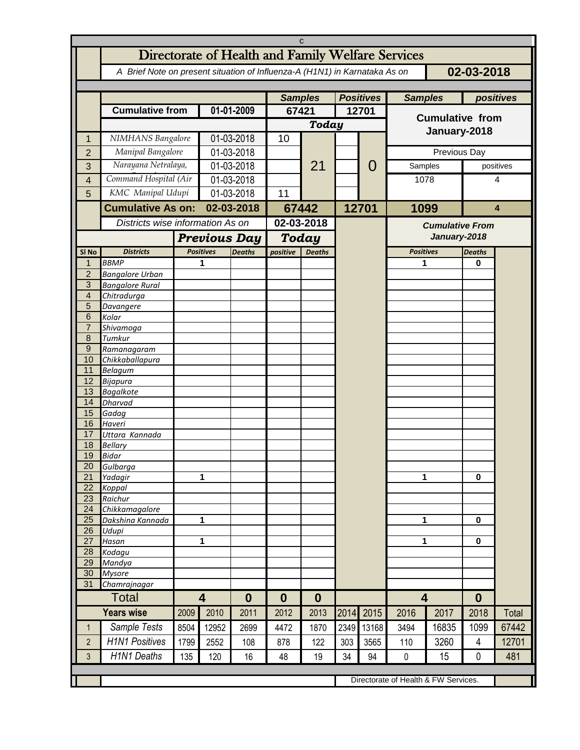# Directorate of Health and Family Welfare Services

*A Brief Note on present situation of Influenza-A (H1N1) in Karnataka As on* **02-03-2018**

| | | | Samples | Positives | Samples | positives |
|---|---|---|---|---|---|---|
| | **Cumulative from** | **01-01-2009** | **67421** | **12701** | **Cumulative from January-2018** | |
| | | | ***Today*** | | | |
| 1 | NIMHANS Bangalore | 01-03-2018 | 10 | 21 / 0 | | |
| 2 | Manipal Bangalore | 01-03-2018 | | | Previous Day | |
| 3 | Narayana Netralaya, | 01-03-2018 | | | Samples | positives |
| 4 | Command Hospital (Air | 01-03-2018 | | | 1078 | 4 |
| 5 | KMC Manipal Udupi | 01-03-2018 | 11 | | | |
| | **Cumulative As on:** | **02-03-2018** | **67442** | **12701** | **1099** | **4** |

*Districts wise information As on* **02-03-2018**

| Sl No | Districts | Previous Day Positives | Previous Day Deaths | Today positive | Today Deaths | Cumulative From January-2018 Positives | Cumulative From January-2018 Deaths |
|---|---|---|---|---|---|---|---|
| 1 | BBMP | 1 | | | | 1 | 0 |
| 2 | Bangalore Urban | | | | | | |
| 3 | Bangalore Rural | | | | | | |
| 4 | Chitradurga | | | | | | |
| 5 | Davangere | | | | | | |
| 6 | Kolar | | | | | | |
| 7 | Shivamoga | | | | | | |
| 8 | Tumkur | | | | | | |
| 9 | Ramanagaram | | | | | | |
| 10 | Chikkaballapura | | | | | | |
| 11 | Belagum | | | | | | |
| 12 | Bijapura | | | | | | |
| 13 | Bagalkote | | | | | | |
| 14 | Dharvad | | | | | | |
| 15 | Gadag | | | | | | |
| 16 | Haveri | | | | | | |
| 17 | Uttara Kannada | | | | | | |
| 18 | Bellary | | | | | | |
| 19 | Bidar | | | | | | |
| 20 | Gulbarga | | | | | | |
| 21 | Yadagir | 1 | | | | 1 | 0 |
| 22 | Koppal | | | | | | |
| 23 | Raichur | | | | | | |
| 24 | Chikkamagalore | | | | | | |
| 25 | Dakshina Kannada | 1 | | | | 1 | 0 |
| 26 | Udupi | | | | | | |
| 27 | Hasan | 1 | | | | 1 | 0 |
| 28 | Kodagu | | | | | | |
| 29 | Mandya | | | | | | |
| 30 | Mysore | | | | | | |
| 31 | Chamrajnagar | | | | | | |
| | **Total** | **4** | **0** | **0** | **0** | **4** | **0** |

| | Years wise | 2009 | 2010 | 2011 | 2012 | 2013 | 2014 | 2015 | 2016 | 2017 | 2018 | Total |
|---|---|---|---|---|---|---|---|---|---|---|---|---|
| 1 | Sample Tests | 8504 | 12952 | 2699 | 4472 | 1870 | 2349 | 13168 | 3494 | 16835 | 1099 | 67442 |
| 2 | H1N1 Positives | 1799 | 2552 | 108 | 878 | 122 | 303 | 3565 | 110 | 3260 | 4 | 12701 |
| 3 | H1N1 Deaths | 135 | 120 | 16 | 48 | 19 | 34 | 94 | 0 | 15 | 0 | 481 |

Directorate of Health & FW Services.